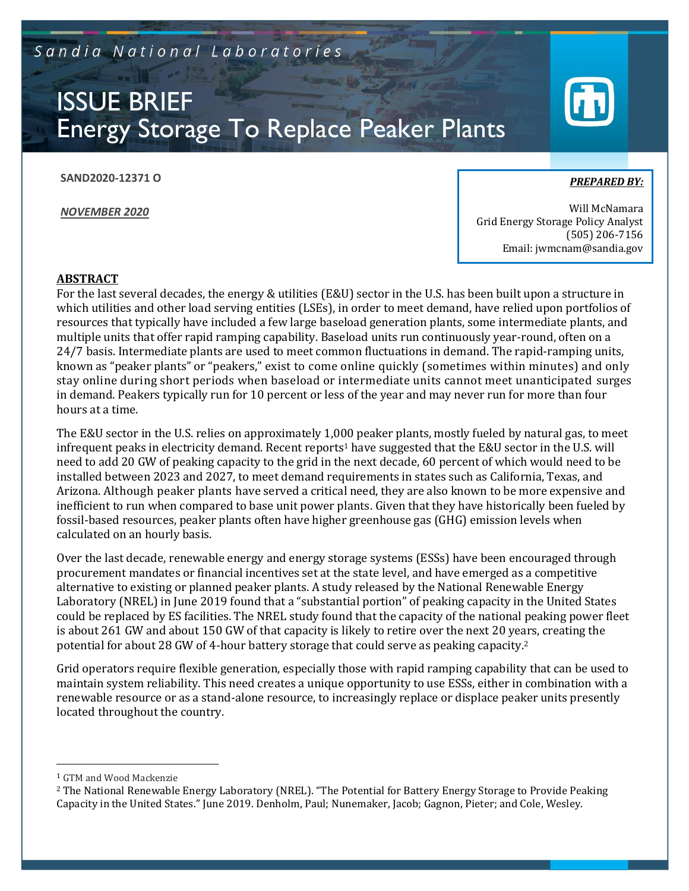Sandia National Laboratories

# ISSUE BRIEF
# Energy Storage To Replace Peaker Plants

**SAND2020-12371 O**

***NOVEMBER 2020***

***PREPARED BY:***

Will McNamara
Grid Energy Storage Policy Analyst
(505) 206-7156
Email: jwmcnam@sandia.gov

## ABSTRACT

For the last several decades, the energy & utilities (E&U) sector in the U.S. has been built upon a structure in which utilities and other load serving entities (LSEs), in order to meet demand, have relied upon portfolios of resources that typically have included a few large baseload generation plants, some intermediate plants, and multiple units that offer rapid ramping capability. Baseload units run continuously year-round, often on a 24/7 basis. Intermediate plants are used to meet common fluctuations in demand. The rapid-ramping units, known as "peaker plants" or "peakers," exist to come online quickly (sometimes within minutes) and only stay online during short periods when baseload or intermediate units cannot meet unanticipated surges in demand. Peakers typically run for 10 percent or less of the year and may never run for more than four hours at a time.

The E&U sector in the U.S. relies on approximately 1,000 peaker plants, mostly fueled by natural gas, to meet infrequent peaks in electricity demand. Recent reports[1] have suggested that the E&U sector in the U.S. will need to add 20 GW of peaking capacity to the grid in the next decade, 60 percent of which would need to be installed between 2023 and 2027, to meet demand requirements in states such as California, Texas, and Arizona. Although peaker plants have served a critical need, they are also known to be more expensive and inefficient to run when compared to base unit power plants. Given that they have historically been fueled by fossil-based resources, peaker plants often have higher greenhouse gas (GHG) emission levels when calculated on an hourly basis.

Over the last decade, renewable energy and energy storage systems (ESSs) have been encouraged through procurement mandates or financial incentives set at the state level, and have emerged as a competitive alternative to existing or planned peaker plants. A study released by the National Renewable Energy Laboratory (NREL) in June 2019 found that a "substantial portion" of peaking capacity in the United States could be replaced by ES facilities. The NREL study found that the capacity of the national peaking power fleet is about 261 GW and about 150 GW of that capacity is likely to retire over the next 20 years, creating the potential for about 28 GW of 4-hour battery storage that could serve as peaking capacity.[2]

Grid operators require flexible generation, especially those with rapid ramping capability that can be used to maintain system reliability. This need creates a unique opportunity to use ESSs, either in combination with a renewable resource or as a stand-alone resource, to increasingly replace or displace peaker units presently located throughout the country.

---

[1] GTM and Wood Mackenzie

[2] The National Renewable Energy Laboratory (NREL). "The Potential for Battery Energy Storage to Provide Peaking Capacity in the United States." June 2019. Denholm, Paul; Nunemaker, Jacob; Gagnon, Pieter; and Cole, Wesley.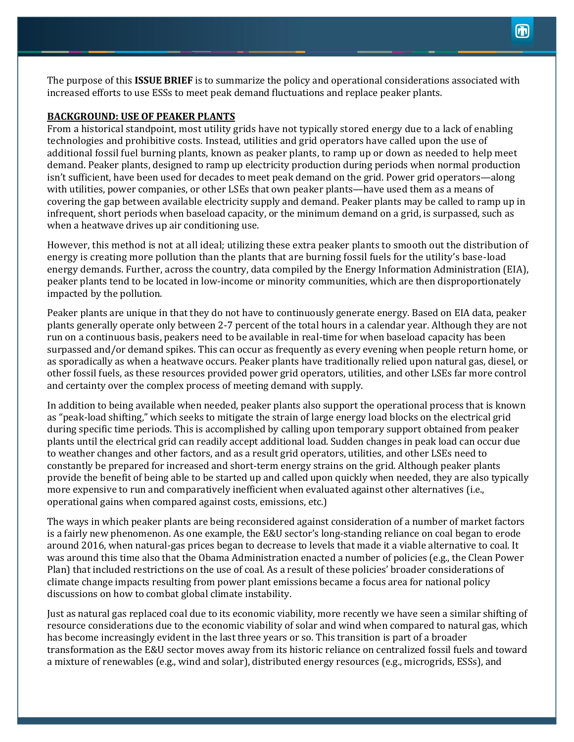The purpose of this **ISSUE BRIEF** is to summarize the policy and operational considerations associated with increased efforts to use ESSs to meet peak demand fluctuations and replace peaker plants.

## BACKGROUND: USE OF PEAKER PLANTS

From a historical standpoint, most utility grids have not typically stored energy due to a lack of enabling technologies and prohibitive costs. Instead, utilities and grid operators have called upon the use of additional fossil fuel burning plants, known as peaker plants, to ramp up or down as needed to help meet demand. Peaker plants, designed to ramp up electricity production during periods when normal production isn't sufficient, have been used for decades to meet peak demand on the grid. Power grid operators—along with utilities, power companies, or other LSEs that own peaker plants—have used them as a means of covering the gap between available electricity supply and demand. Peaker plants may be called to ramp up in infrequent, short periods when baseload capacity, or the minimum demand on a grid, is surpassed, such as when a heatwave drives up air conditioning use.

However, this method is not at all ideal; utilizing these extra peaker plants to smooth out the distribution of energy is creating more pollution than the plants that are burning fossil fuels for the utility's base-load energy demands. Further, across the country, data compiled by the Energy Information Administration (EIA), peaker plants tend to be located in low-income or minority communities, which are then disproportionately impacted by the pollution.

Peaker plants are unique in that they do not have to continuously generate energy. Based on EIA data, peaker plants generally operate only between 2-7 percent of the total hours in a calendar year. Although they are not run on a continuous basis, peakers need to be available in real-time for when baseload capacity has been surpassed and/or demand spikes. This can occur as frequently as every evening when people return home, or as sporadically as when a heatwave occurs. Peaker plants have traditionally relied upon natural gas, diesel, or other fossil fuels, as these resources provided power grid operators, utilities, and other LSEs far more control and certainty over the complex process of meeting demand with supply.

In addition to being available when needed, peaker plants also support the operational process that is known as "peak-load shifting," which seeks to mitigate the strain of large energy load blocks on the electrical grid during specific time periods. This is accomplished by calling upon temporary support obtained from peaker plants until the electrical grid can readily accept additional load. Sudden changes in peak load can occur due to weather changes and other factors, and as a result grid operators, utilities, and other LSEs need to constantly be prepared for increased and short-term energy strains on the grid. Although peaker plants provide the benefit of being able to be started up and called upon quickly when needed, they are also typically more expensive to run and comparatively inefficient when evaluated against other alternatives (i.e., operational gains when compared against costs, emissions, etc.)

The ways in which peaker plants are being reconsidered against consideration of a number of market factors is a fairly new phenomenon. As one example, the E&U sector's long-standing reliance on coal began to erode around 2016, when natural-gas prices began to decrease to levels that made it a viable alternative to coal. It was around this time also that the Obama Administration enacted a number of policies (e.g., the Clean Power Plan) that included restrictions on the use of coal. As a result of these policies' broader considerations of climate change impacts resulting from power plant emissions became a focus area for national policy discussions on how to combat global climate instability.

Just as natural gas replaced coal due to its economic viability, more recently we have seen a similar shifting of resource considerations due to the economic viability of solar and wind when compared to natural gas, which has become increasingly evident in the last three years or so. This transition is part of a broader transformation as the E&U sector moves away from its historic reliance on centralized fossil fuels and toward a mixture of renewables (e.g., wind and solar), distributed energy resources (e.g., microgrids, ESSs), and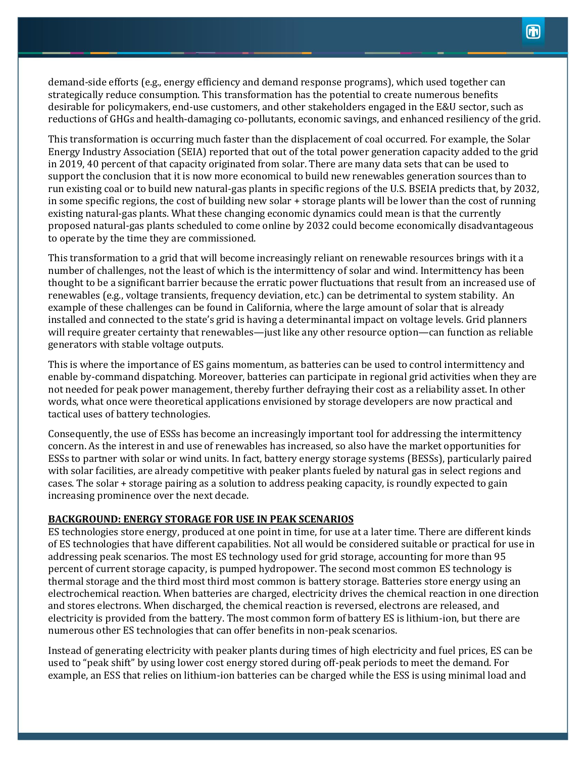demand-side efforts (e.g., energy efficiency and demand response programs), which used together can strategically reduce consumption. This transformation has the potential to create numerous benefits desirable for policymakers, end-use customers, and other stakeholders engaged in the E&U sector, such as reductions of GHGs and health-damaging co-pollutants, economic savings, and enhanced resiliency of the grid.

This transformation is occurring much faster than the displacement of coal occurred. For example, the Solar Energy Industry Association (SEIA) reported that out of the total power generation capacity added to the grid in 2019, 40 percent of that capacity originated from solar. There are many data sets that can be used to support the conclusion that it is now more economical to build new renewables generation sources than to run existing coal or to build new natural-gas plants in specific regions of the U.S. BSEIA predicts that, by 2032, in some specific regions, the cost of building new solar + storage plants will be lower than the cost of running existing natural-gas plants. What these changing economic dynamics could mean is that the currently proposed natural-gas plants scheduled to come online by 2032 could become economically disadvantageous to operate by the time they are commissioned.

This transformation to a grid that will become increasingly reliant on renewable resources brings with it a number of challenges, not the least of which is the intermittency of solar and wind. Intermittency has been thought to be a significant barrier because the erratic power fluctuations that result from an increased use of renewables (e.g., voltage transients, frequency deviation, etc.) can be detrimental to system stability. An example of these challenges can be found in California, where the large amount of solar that is already installed and connected to the state's grid is having a determinantal impact on voltage levels. Grid planners will require greater certainty that renewables—just like any other resource option—can function as reliable generators with stable voltage outputs.

This is where the importance of ES gains momentum, as batteries can be used to control intermittency and enable by-command dispatching. Moreover, batteries can participate in regional grid activities when they are not needed for peak power management, thereby further defraying their cost as a reliability asset. In other words, what once were theoretical applications envisioned by storage developers are now practical and tactical uses of battery technologies.

Consequently, the use of ESSs has become an increasingly important tool for addressing the intermittency concern. As the interest in and use of renewables has increased, so also have the market opportunities for ESSs to partner with solar or wind units. In fact, battery energy storage systems (BESSs), particularly paired with solar facilities, are already competitive with peaker plants fueled by natural gas in select regions and cases. The solar + storage pairing as a solution to address peaking capacity, is roundly expected to gain increasing prominence over the next decade.

## BACKGROUND: ENERGY STORAGE FOR USE IN PEAK SCENARIOS

ES technologies store energy, produced at one point in time, for use at a later time. There are different kinds of ES technologies that have different capabilities. Not all would be considered suitable or practical for use in addressing peak scenarios. The most ES technology used for grid storage, accounting for more than 95 percent of current storage capacity, is pumped hydropower. The second most common ES technology is thermal storage and the third most third most common is battery storage. Batteries store energy using an electrochemical reaction. When batteries are charged, electricity drives the chemical reaction in one direction and stores electrons. When discharged, the chemical reaction is reversed, electrons are released, and electricity is provided from the battery. The most common form of battery ES is lithium-ion, but there are numerous other ES technologies that can offer benefits in non-peak scenarios.

Instead of generating electricity with peaker plants during times of high electricity and fuel prices, ES can be used to "peak shift" by using lower cost energy stored during off-peak periods to meet the demand. For example, an ESS that relies on lithium-ion batteries can be charged while the ESS is using minimal load and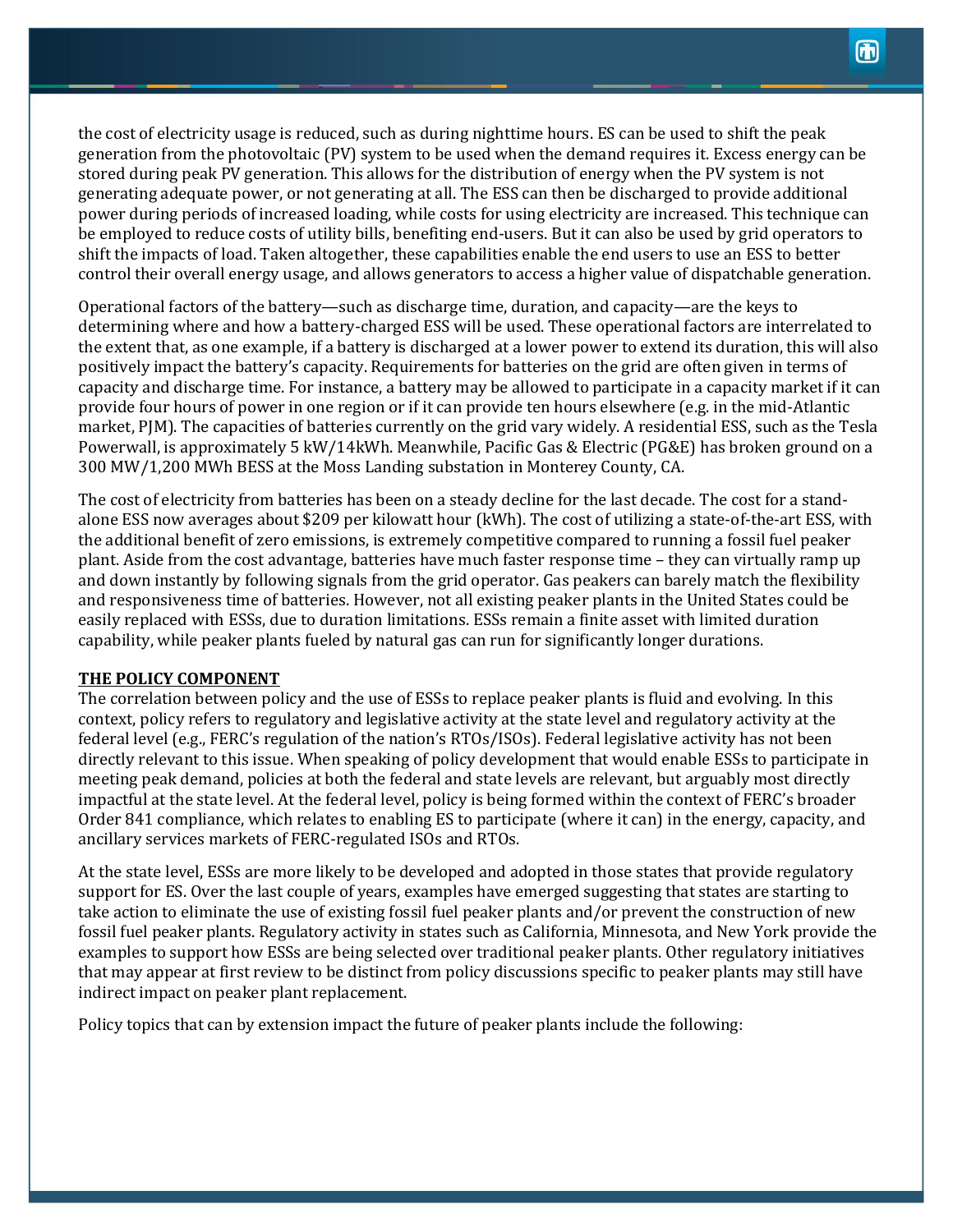the cost of electricity usage is reduced, such as during nighttime hours. ES can be used to shift the peak generation from the photovoltaic (PV) system to be used when the demand requires it. Excess energy can be stored during peak PV generation. This allows for the distribution of energy when the PV system is not generating adequate power, or not generating at all. The ESS can then be discharged to provide additional power during periods of increased loading, while costs for using electricity are increased. This technique can be employed to reduce costs of utility bills, benefiting end-users. But it can also be used by grid operators to shift the impacts of load. Taken altogether, these capabilities enable the end users to use an ESS to better control their overall energy usage, and allows generators to access a higher value of dispatchable generation.

Operational factors of the battery—such as discharge time, duration, and capacity—are the keys to determining where and how a battery-charged ESS will be used. These operational factors are interrelated to the extent that, as one example, if a battery is discharged at a lower power to extend its duration, this will also positively impact the battery's capacity. Requirements for batteries on the grid are often given in terms of capacity and discharge time. For instance, a battery may be allowed to participate in a capacity market if it can provide four hours of power in one region or if it can provide ten hours elsewhere (e.g. in the mid-Atlantic market, PJM). The capacities of batteries currently on the grid vary widely. A residential ESS, such as the Tesla Powerwall, is approximately 5 kW/14kWh. Meanwhile, Pacific Gas & Electric (PG&E) has broken ground on a 300 MW/1,200 MWh BESS at the Moss Landing substation in Monterey County, CA.

The cost of electricity from batteries has been on a steady decline for the last decade. The cost for a stand-alone ESS now averages about $209 per kilowatt hour (kWh). The cost of utilizing a state-of-the-art ESS, with the additional benefit of zero emissions, is extremely competitive compared to running a fossil fuel peaker plant. Aside from the cost advantage, batteries have much faster response time – they can virtually ramp up and down instantly by following signals from the grid operator. Gas peakers can barely match the flexibility and responsiveness time of batteries. However, not all existing peaker plants in the United States could be easily replaced with ESSs, due to duration limitations. ESSs remain a finite asset with limited duration capability, while peaker plants fueled by natural gas can run for significantly longer durations.

## THE POLICY COMPONENT

The correlation between policy and the use of ESSs to replace peaker plants is fluid and evolving. In this context, policy refers to regulatory and legislative activity at the state level and regulatory activity at the federal level (e.g., FERC's regulation of the nation's RTOs/ISOs). Federal legislative activity has not been directly relevant to this issue. When speaking of policy development that would enable ESSs to participate in meeting peak demand, policies at both the federal and state levels are relevant, but arguably most directly impactful at the state level. At the federal level, policy is being formed within the context of FERC's broader Order 841 compliance, which relates to enabling ES to participate (where it can) in the energy, capacity, and ancillary services markets of FERC-regulated ISOs and RTOs.

At the state level, ESSs are more likely to be developed and adopted in those states that provide regulatory support for ES. Over the last couple of years, examples have emerged suggesting that states are starting to take action to eliminate the use of existing fossil fuel peaker plants and/or prevent the construction of new fossil fuel peaker plants. Regulatory activity in states such as California, Minnesota, and New York provide the examples to support how ESSs are being selected over traditional peaker plants. Other regulatory initiatives that may appear at first review to be distinct from policy discussions specific to peaker plants may still have indirect impact on peaker plant replacement.

Policy topics that can by extension impact the future of peaker plants include the following: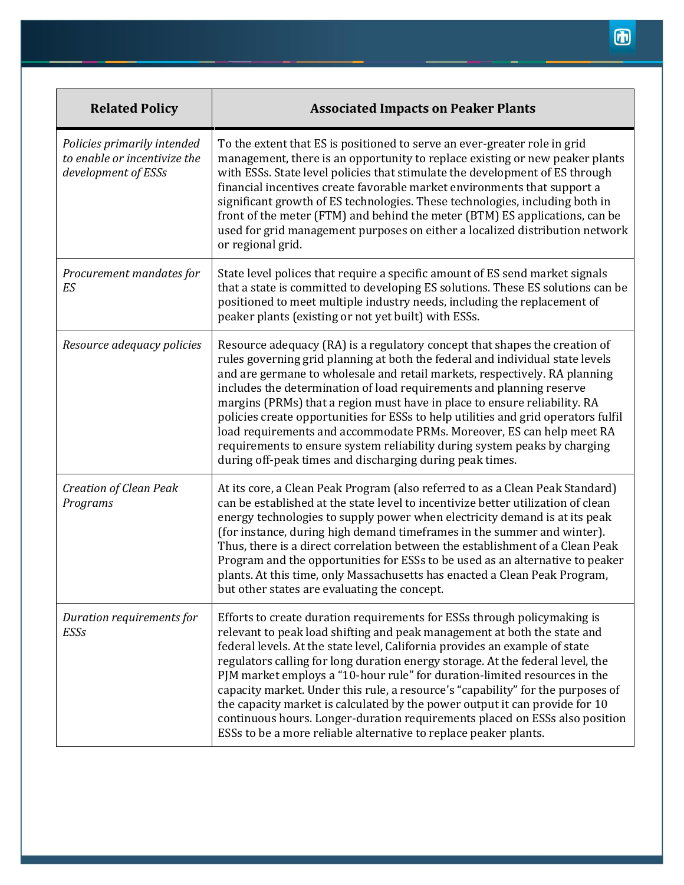| Related Policy | Associated Impacts on Peaker Plants |
|---|---|
| *Policies primarily intended to enable or incentivize the development of ESSs* | To the extent that ES is positioned to serve an ever-greater role in grid management, there is an opportunity to replace existing or new peaker plants with ESSs. State level policies that stimulate the development of ES through financial incentives create favorable market environments that support a significant growth of ES technologies. These technologies, including both in front of the meter (FTM) and behind the meter (BTM) ES applications, can be used for grid management purposes on either a localized distribution network or regional grid. |
| *Procurement mandates for ES* | State level polices that require a specific amount of ES send market signals that a state is committed to developing ES solutions. These ES solutions can be positioned to meet multiple industry needs, including the replacement of peaker plants (existing or not yet built) with ESSs. |
| *Resource adequacy policies* | Resource adequacy (RA) is a regulatory concept that shapes the creation of rules governing grid planning at both the federal and individual state levels and are germane to wholesale and retail markets, respectively. RA planning includes the determination of load requirements and planning reserve margins (PRMs) that a region must have in place to ensure reliability. RA policies create opportunities for ESSs to help utilities and grid operators fulfil load requirements and accommodate PRMs. Moreover, ES can help meet RA requirements to ensure system reliability during system peaks by charging during off-peak times and discharging during peak times. |
| *Creation of Clean Peak Programs* | At its core, a Clean Peak Program (also referred to as a Clean Peak Standard) can be established at the state level to incentivize better utilization of clean energy technologies to supply power when electricity demand is at its peak (for instance, during high demand timeframes in the summer and winter). Thus, there is a direct correlation between the establishment of a Clean Peak Program and the opportunities for ESSs to be used as an alternative to peaker plants. At this time, only Massachusetts has enacted a Clean Peak Program, but other states are evaluating the concept. |
| *Duration requirements for ESSs* | Efforts to create duration requirements for ESSs through policymaking is relevant to peak load shifting and peak management at both the state and federal levels. At the state level, California provides an example of state regulators calling for long duration energy storage. At the federal level, the PJM market employs a "10-hour rule" for duration-limited resources in the capacity market. Under this rule, a resource's "capability" for the purposes of the capacity market is calculated by the power output it can provide for 10 continuous hours. Longer-duration requirements placed on ESSs also position ESSs to be a more reliable alternative to replace peaker plants. |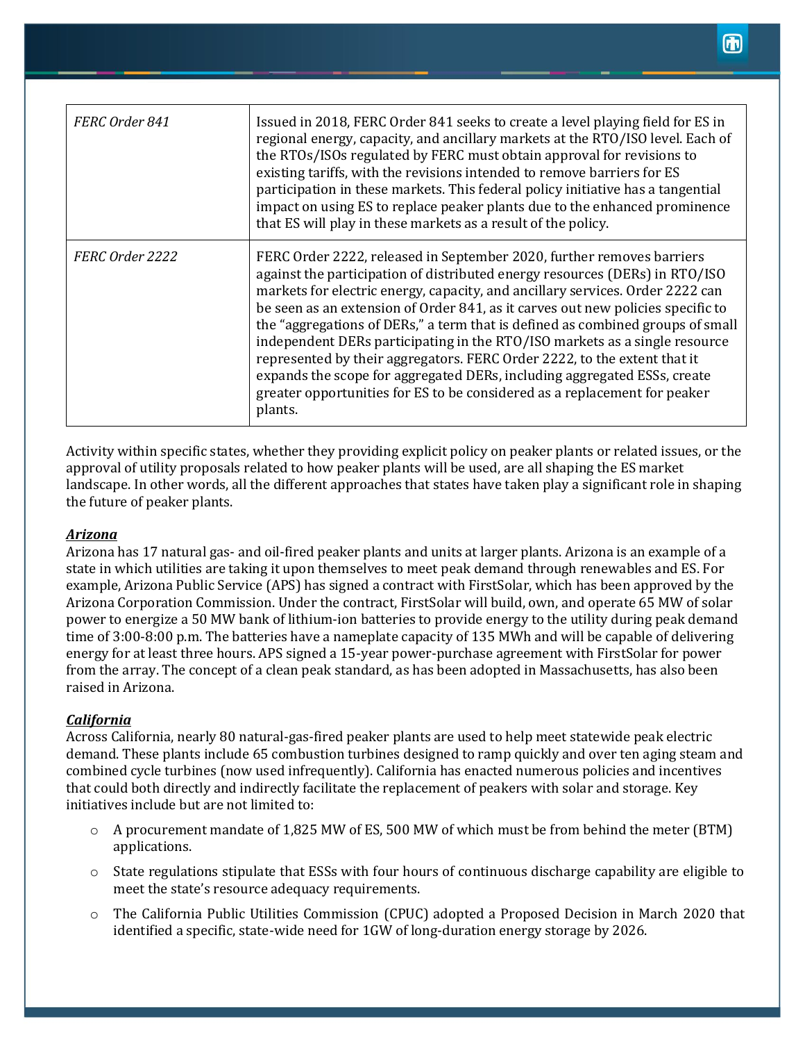| | |
|---|---|
| *FERC Order 841* | Issued in 2018, FERC Order 841 seeks to create a level playing field for ES in regional energy, capacity, and ancillary markets at the RTO/ISO level. Each of the RTOs/ISOs regulated by FERC must obtain approval for revisions to existing tariffs, with the revisions intended to remove barriers for ES participation in these markets. This federal policy initiative has a tangential impact on using ES to replace peaker plants due to the enhanced prominence that ES will play in these markets as a result of the policy. |
| *FERC Order 2222* | FERC Order 2222, released in September 2020, further removes barriers against the participation of distributed energy resources (DERs) in RTO/ISO markets for electric energy, capacity, and ancillary services. Order 2222 can be seen as an extension of Order 841, as it carves out new policies specific to the "aggregations of DERs," a term that is defined as combined groups of small independent DERs participating in the RTO/ISO markets as a single resource represented by their aggregators. FERC Order 2222, to the extent that it expands the scope for aggregated DERs, including aggregated ESSs, create greater opportunities for ES to be considered as a replacement for peaker plants. |

Activity within specific states, whether they providing explicit policy on peaker plants or related issues, or the approval of utility proposals related to how peaker plants will be used, are all shaping the ES market landscape. In other words, all the different approaches that states have taken play a significant role in shaping the future of peaker plants.

***Arizona***

Arizona has 17 natural gas- and oil-fired peaker plants and units at larger plants. Arizona is an example of a state in which utilities are taking it upon themselves to meet peak demand through renewables and ES. For example, Arizona Public Service (APS) has signed a contract with FirstSolar, which has been approved by the Arizona Corporation Commission. Under the contract, FirstSolar will build, own, and operate 65 MW of solar power to energize a 50 MW bank of lithium-ion batteries to provide energy to the utility during peak demand time of 3:00-8:00 p.m. The batteries have a nameplate capacity of 135 MWh and will be capable of delivering energy for at least three hours. APS signed a 15-year power-purchase agreement with FirstSolar for power from the array. The concept of a clean peak standard, as has been adopted in Massachusetts, has also been raised in Arizona.

***California***

Across California, nearly 80 natural-gas-fired peaker plants are used to help meet statewide peak electric demand. These plants include 65 combustion turbines designed to ramp quickly and over ten aging steam and combined cycle turbines (now used infrequently). California has enacted numerous policies and incentives that could both directly and indirectly facilitate the replacement of peakers with solar and storage. Key initiatives include but are not limited to:

- A procurement mandate of 1,825 MW of ES, 500 MW of which must be from behind the meter (BTM) applications.
- State regulations stipulate that ESSs with four hours of continuous discharge capability are eligible to meet the state's resource adequacy requirements.
- The California Public Utilities Commission (CPUC) adopted a Proposed Decision in March 2020 that identified a specific, state-wide need for 1GW of long-duration energy storage by 2026.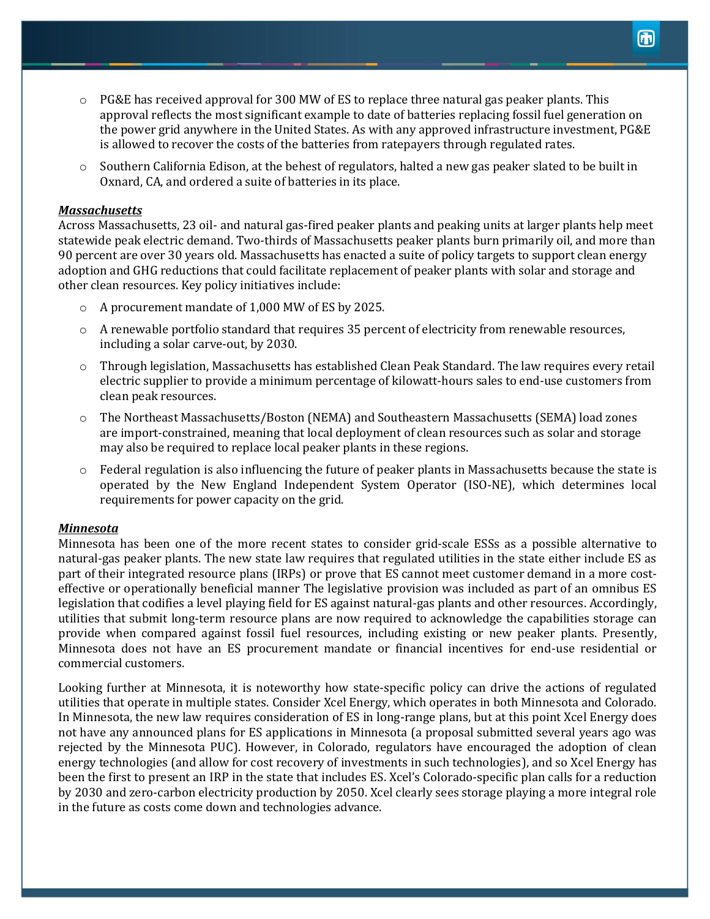- PG&E has received approval for 300 MW of ES to replace three natural gas peaker plants. This approval reflects the most significant example to date of batteries replacing fossil fuel generation on the power grid anywhere in the United States. As with any approved infrastructure investment, PG&E is allowed to recover the costs of the batteries from ratepayers through regulated rates.
- Southern California Edison, at the behest of regulators, halted a new gas peaker slated to be built in Oxnard, CA, and ordered a suite of batteries in its place.

***Massachusetts***

Across Massachusetts, 23 oil- and natural gas-fired peaker plants and peaking units at larger plants help meet statewide peak electric demand. Two-thirds of Massachusetts peaker plants burn primarily oil, and more than 90 percent are over 30 years old. Massachusetts has enacted a suite of policy targets to support clean energy adoption and GHG reductions that could facilitate replacement of peaker plants with solar and storage and other clean resources. Key policy initiatives include:

- A procurement mandate of 1,000 MW of ES by 2025.
- A renewable portfolio standard that requires 35 percent of electricity from renewable resources, including a solar carve-out, by 2030.
- Through legislation, Massachusetts has established Clean Peak Standard. The law requires every retail electric supplier to provide a minimum percentage of kilowatt-hours sales to end-use customers from clean peak resources.
- The Northeast Massachusetts/Boston (NEMA) and Southeastern Massachusetts (SEMA) load zones are import-constrained, meaning that local deployment of clean resources such as solar and storage may also be required to replace local peaker plants in these regions.
- Federal regulation is also influencing the future of peaker plants in Massachusetts because the state is operated by the New England Independent System Operator (ISO-NE), which determines local requirements for power capacity on the grid.

***Minnesota***

Minnesota has been one of the more recent states to consider grid-scale ESSs as a possible alternative to natural-gas peaker plants. The new state law requires that regulated utilities in the state either include ES as part of their integrated resource plans (IRPs) or prove that ES cannot meet customer demand in a more cost-effective or operationally beneficial manner The legislative provision was included as part of an omnibus ES legislation that codifies a level playing field for ES against natural-gas plants and other resources. Accordingly, utilities that submit long-term resource plans are now required to acknowledge the capabilities storage can provide when compared against fossil fuel resources, including existing or new peaker plants. Presently, Minnesota does not have an ES procurement mandate or financial incentives for end-use residential or commercial customers.

Looking further at Minnesota, it is noteworthy how state-specific policy can drive the actions of regulated utilities that operate in multiple states. Consider Xcel Energy, which operates in both Minnesota and Colorado. In Minnesota, the new law requires consideration of ES in long-range plans, but at this point Xcel Energy does not have any announced plans for ES applications in Minnesota (a proposal submitted several years ago was rejected by the Minnesota PUC). However, in Colorado, regulators have encouraged the adoption of clean energy technologies (and allow for cost recovery of investments in such technologies), and so Xcel Energy has been the first to present an IRP in the state that includes ES. Xcel's Colorado-specific plan calls for a reduction by 2030 and zero-carbon electricity production by 2050. Xcel clearly sees storage playing a more integral role in the future as costs come down and technologies advance.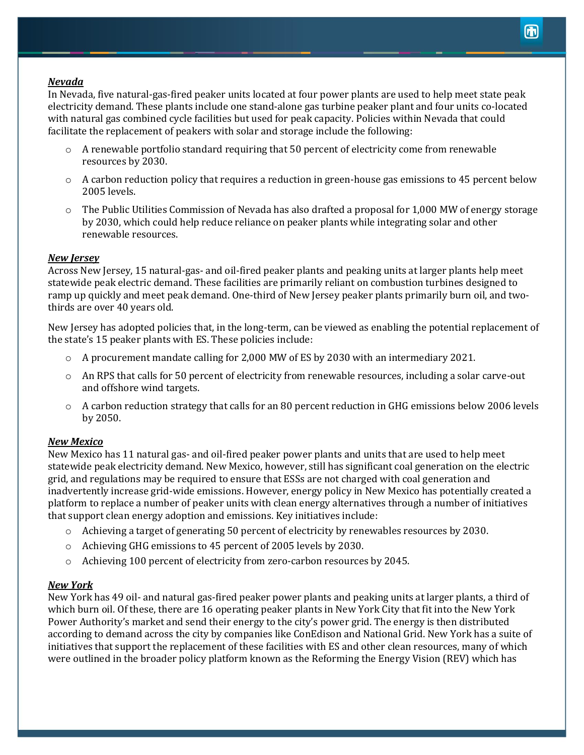***Nevada***

In Nevada, five natural-gas-fired peaker units located at four power plants are used to help meet state peak electricity demand. These plants include one stand-alone gas turbine peaker plant and four units co-located with natural gas combined cycle facilities but used for peak capacity. Policies within Nevada that could facilitate the replacement of peakers with solar and storage include the following:

- A renewable portfolio standard requiring that 50 percent of electricity come from renewable resources by 2030.
- A carbon reduction policy that requires a reduction in green-house gas emissions to 45 percent below 2005 levels.
- The Public Utilities Commission of Nevada has also drafted a proposal for 1,000 MW of energy storage by 2030, which could help reduce reliance on peaker plants while integrating solar and other renewable resources.

***New Jersey***

Across New Jersey, 15 natural-gas- and oil-fired peaker plants and peaking units at larger plants help meet statewide peak electric demand. These facilities are primarily reliant on combustion turbines designed to ramp up quickly and meet peak demand. One-third of New Jersey peaker plants primarily burn oil, and two-thirds are over 40 years old.

New Jersey has adopted policies that, in the long-term, can be viewed as enabling the potential replacement of the state's 15 peaker plants with ES. These policies include:

- A procurement mandate calling for 2,000 MW of ES by 2030 with an intermediary 2021.
- An RPS that calls for 50 percent of electricity from renewable resources, including a solar carve-out and offshore wind targets.
- A carbon reduction strategy that calls for an 80 percent reduction in GHG emissions below 2006 levels by 2050.

***New Mexico***

New Mexico has 11 natural gas- and oil-fired peaker power plants and units that are used to help meet statewide peak electricity demand. New Mexico, however, still has significant coal generation on the electric grid, and regulations may be required to ensure that ESSs are not charged with coal generation and inadvertently increase grid-wide emissions. However, energy policy in New Mexico has potentially created a platform to replace a number of peaker units with clean energy alternatives through a number of initiatives that support clean energy adoption and emissions. Key initiatives include:

- Achieving a target of generating 50 percent of electricity by renewables resources by 2030.
- Achieving GHG emissions to 45 percent of 2005 levels by 2030.
- Achieving 100 percent of electricity from zero-carbon resources by 2045.

***New York***

New York has 49 oil- and natural gas-fired peaker power plants and peaking units at larger plants, a third of which burn oil. Of these, there are 16 operating peaker plants in New York City that fit into the New York Power Authority's market and send their energy to the city's power grid. The energy is then distributed according to demand across the city by companies like ConEdison and National Grid. New York has a suite of initiatives that support the replacement of these facilities with ES and other clean resources, many of which were outlined in the broader policy platform known as the Reforming the Energy Vision (REV) which has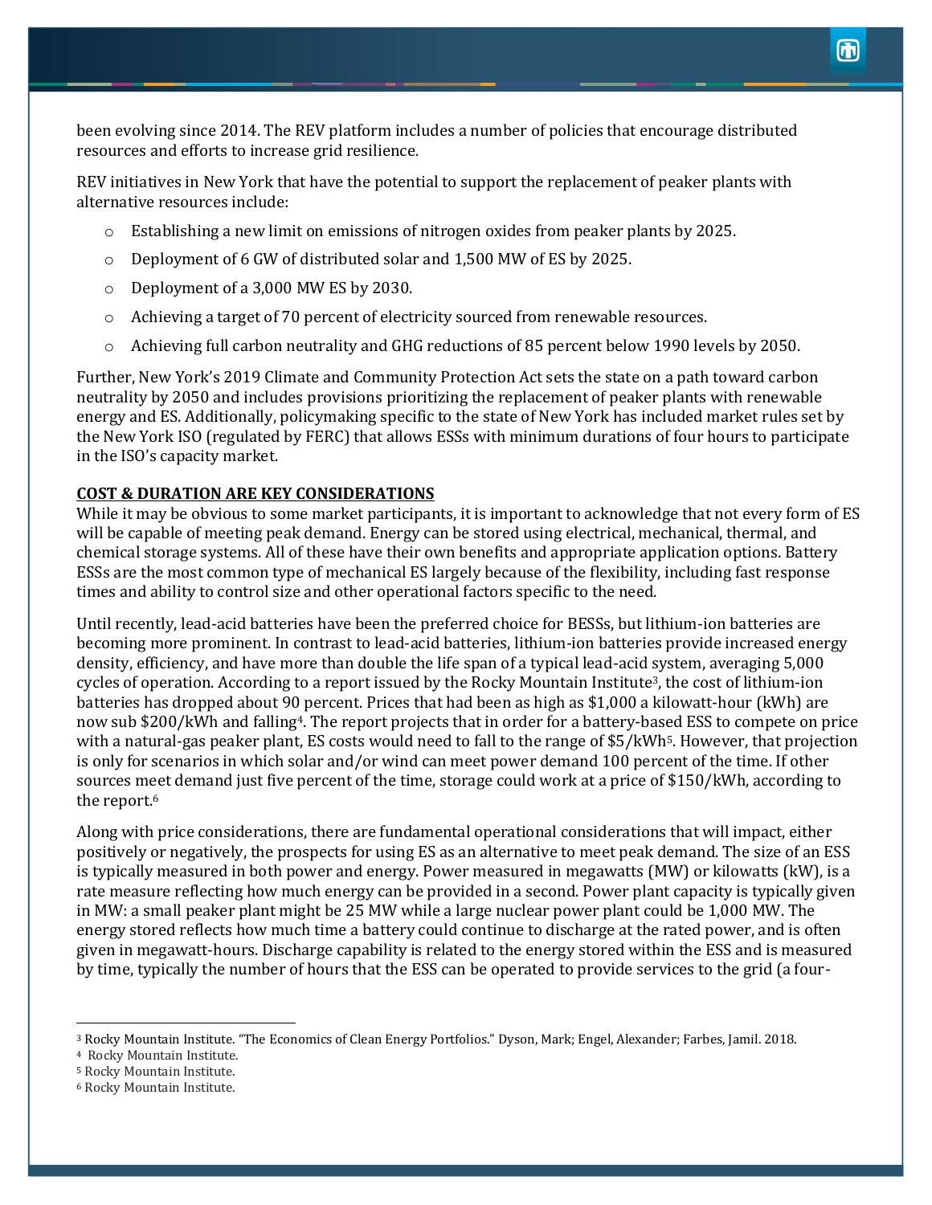been evolving since 2014. The REV platform includes a number of policies that encourage distributed resources and efforts to increase grid resilience.

REV initiatives in New York that have the potential to support the replacement of peaker plants with alternative resources include:

- Establishing a new limit on emissions of nitrogen oxides from peaker plants by 2025.
- Deployment of 6 GW of distributed solar and 1,500 MW of ES by 2025.
- Deployment of a 3,000 MW ES by 2030.
- Achieving a target of 70 percent of electricity sourced from renewable resources.
- Achieving full carbon neutrality and GHG reductions of 85 percent below 1990 levels by 2050.

Further, New York's 2019 Climate and Community Protection Act sets the state on a path toward carbon neutrality by 2050 and includes provisions prioritizing the replacement of peaker plants with renewable energy and ES. Additionally, policymaking specific to the state of New York has included market rules set by the New York ISO (regulated by FERC) that allows ESSs with minimum durations of four hours to participate in the ISO's capacity market.

**COST & DURATION ARE KEY CONSIDERATIONS**

While it may be obvious to some market participants, it is important to acknowledge that not every form of ES will be capable of meeting peak demand. Energy can be stored using electrical, mechanical, thermal, and chemical storage systems. All of these have their own benefits and appropriate application options. Battery ESSs are the most common type of mechanical ES largely because of the flexibility, including fast response times and ability to control size and other operational factors specific to the need.

Until recently, lead-acid batteries have been the preferred choice for BESSs, but lithium-ion batteries are becoming more prominent. In contrast to lead-acid batteries, lithium-ion batteries provide increased energy density, efficiency, and have more than double the life span of a typical lead-acid system, averaging 5,000 cycles of operation. According to a report issued by the Rocky Mountain Institute[3], the cost of lithium-ion batteries has dropped about 90 percent. Prices that had been as high as $1,000 a kilowatt-hour (kWh) are now sub $200/kWh and falling[4]. The report projects that in order for a battery-based ESS to compete on price with a natural-gas peaker plant, ES costs would need to fall to the range of $5/kWh[5]. However, that projection is only for scenarios in which solar and/or wind can meet power demand 100 percent of the time. If other sources meet demand just five percent of the time, storage could work at a price of $150/kWh, according to the report.[6]

Along with price considerations, there are fundamental operational considerations that will impact, either positively or negatively, the prospects for using ES as an alternative to meet peak demand. The size of an ESS is typically measured in both power and energy. Power measured in megawatts (MW) or kilowatts (kW), is a rate measure reflecting how much energy can be provided in a second. Power plant capacity is typically given in MW: a small peaker plant might be 25 MW while a large nuclear power plant could be 1,000 MW. The energy stored reflects how much time a battery could continue to discharge at the rated power, and is often given in megawatt-hours. Discharge capability is related to the energy stored within the ESS and is measured by time, typically the number of hours that the ESS can be operated to provide services to the grid (a four-

---

[3] Rocky Mountain Institute. "The Economics of Clean Energy Portfolios." Dyson, Mark; Engel, Alexander; Farbes, Jamil. 2018.

[4] Rocky Mountain Institute.

[5] Rocky Mountain Institute.

[6] Rocky Mountain Institute.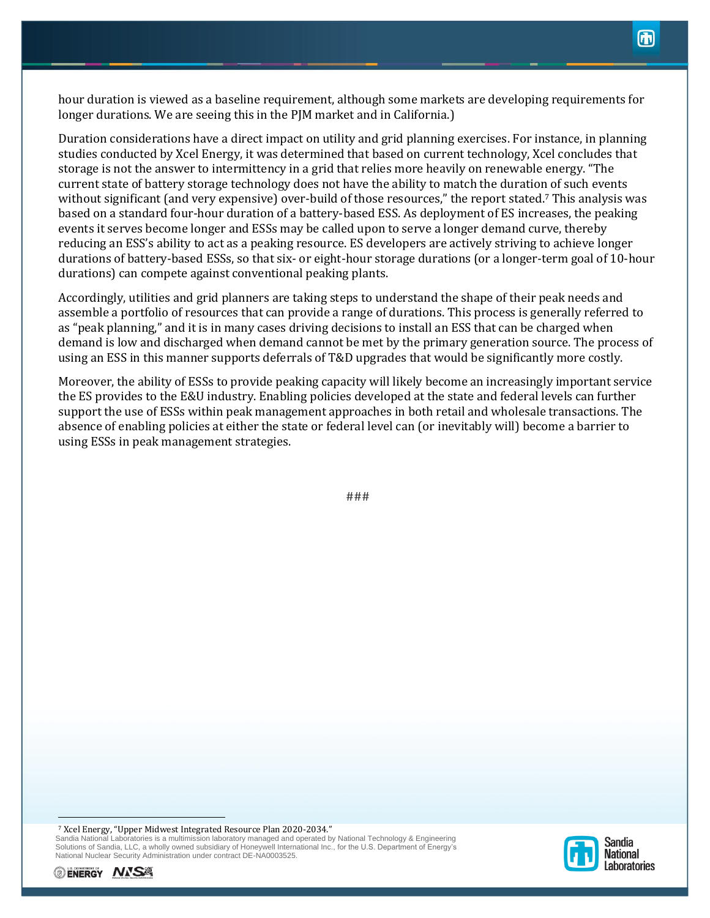hour duration is viewed as a baseline requirement, although some markets are developing requirements for longer durations. We are seeing this in the PJM market and in California.)

Duration considerations have a direct impact on utility and grid planning exercises. For instance, in planning studies conducted by Xcel Energy, it was determined that based on current technology, Xcel concludes that storage is not the answer to intermittency in a grid that relies more heavily on renewable energy. "The current state of battery storage technology does not have the ability to match the duration of such events without significant (and very expensive) over-build of those resources," the report stated.[7] This analysis was based on a standard four-hour duration of a battery-based ESS. As deployment of ES increases, the peaking events it serves become longer and ESSs may be called upon to serve a longer demand curve, thereby reducing an ESS's ability to act as a peaking resource. ES developers are actively striving to achieve longer durations of battery-based ESSs, so that six- or eight-hour storage durations (or a longer-term goal of 10-hour durations) can compete against conventional peaking plants.

Accordingly, utilities and grid planners are taking steps to understand the shape of their peak needs and assemble a portfolio of resources that can provide a range of durations. This process is generally referred to as "peak planning," and it is in many cases driving decisions to install an ESS that can be charged when demand is low and discharged when demand cannot be met by the primary generation source. The process of using an ESS in this manner supports deferrals of T&D upgrades that would be significantly more costly.

Moreover, the ability of ESSs to provide peaking capacity will likely become an increasingly important service the ES provides to the E&U industry. Enabling policies developed at the state and federal levels can further support the use of ESSs within peak management approaches in both retail and wholesale transactions. The absence of enabling policies at either the state or federal level can (or inevitably will) become a barrier to using ESSs in peak management strategies.

###

[7] Xcel Energy, "Upper Midwest Integrated Resource Plan 2020-2034."

Sandia National Laboratories is a multimission laboratory managed and operated by National Technology & Engineering Solutions of Sandia, LLC, a wholly owned subsidiary of Honeywell International Inc., for the U.S. Department of Energy's National Nuclear Security Administration under contract DE-NA0003525.